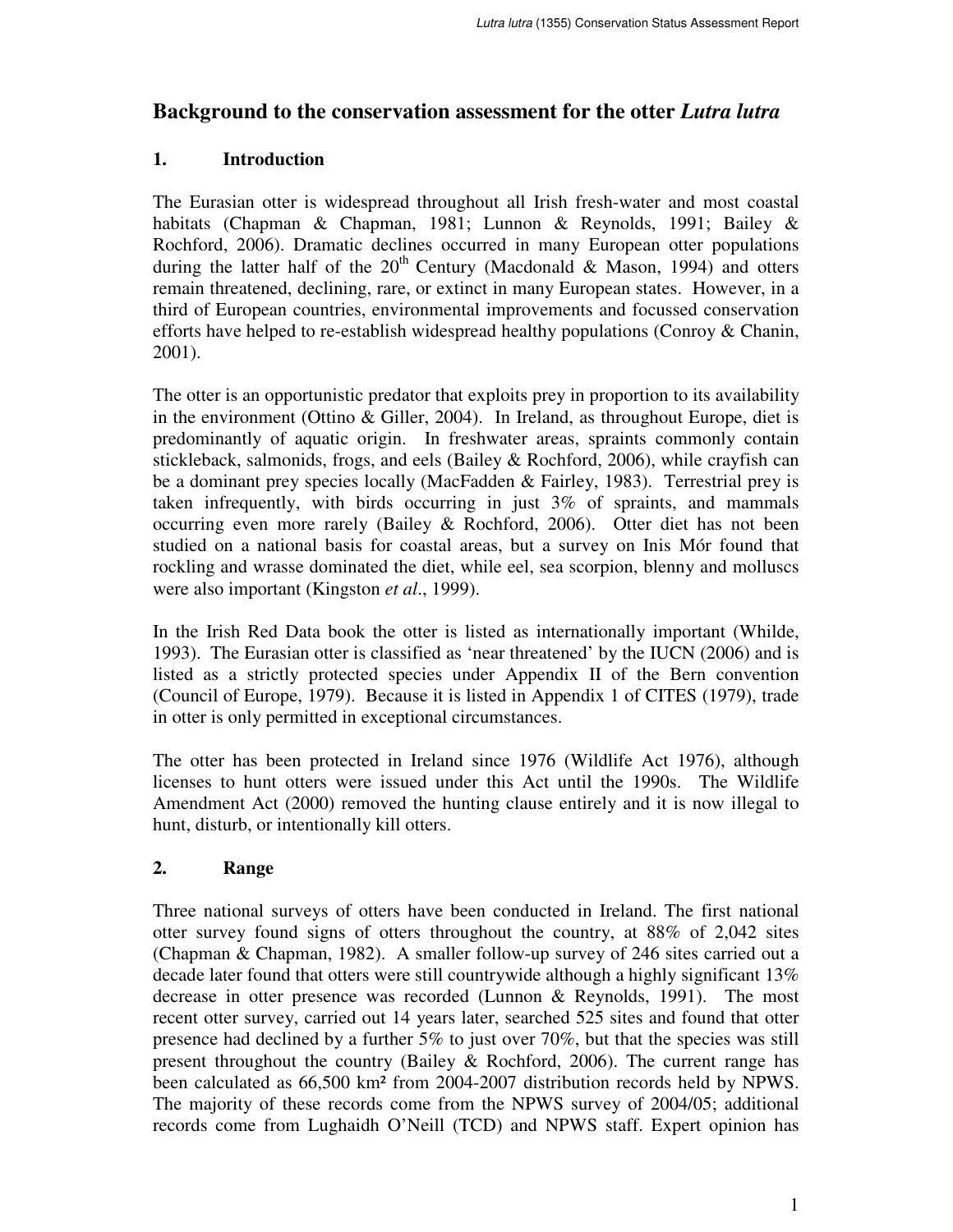# Background to the conservation assessment for the otter *Lutra lutra*

## 1. Introduction

The Eurasian otter is widespread throughout all Irish fresh-water and most coastal habitats (Chapman & Chapman, 1981; Lunnon & Reynolds, 1991; Bailey & Rochford, 2006). Dramatic declines occurred in many European otter populations during the latter half of the 20th Century (Macdonald & Mason, 1994) and otters remain threatened, declining, rare, or extinct in many European states. However, in a third of European countries, environmental improvements and focussed conservation efforts have helped to re-establish widespread healthy populations (Conroy & Chanin, 2001).

The otter is an opportunistic predator that exploits prey in proportion to its availability in the environment (Ottino & Giller, 2004). In Ireland, as throughout Europe, diet is predominantly of aquatic origin. In freshwater areas, spraints commonly contain stickleback, salmonids, frogs, and eels (Bailey & Rochford, 2006), while crayfish can be a dominant prey species locally (MacFadden & Fairley, 1983). Terrestrial prey is taken infrequently, with birds occurring in just 3% of spraints, and mammals occurring even more rarely (Bailey & Rochford, 2006). Otter diet has not been studied on a national basis for coastal areas, but a survey on Inis Mór found that rockling and wrasse dominated the diet, while eel, sea scorpion, blenny and molluscs were also important (Kingston *et al*., 1999).

In the Irish Red Data book the otter is listed as internationally important (Whilde, 1993). The Eurasian otter is classified as 'near threatened' by the IUCN (2006) and is listed as a strictly protected species under Appendix II of the Bern convention (Council of Europe, 1979). Because it is listed in Appendix 1 of CITES (1979), trade in otter is only permitted in exceptional circumstances.

The otter has been protected in Ireland since 1976 (Wildlife Act 1976), although licenses to hunt otters were issued under this Act until the 1990s. The Wildlife Amendment Act (2000) removed the hunting clause entirely and it is now illegal to hunt, disturb, or intentionally kill otters.

## 2. Range

Three national surveys of otters have been conducted in Ireland. The first national otter survey found signs of otters throughout the country, at 88% of 2,042 sites (Chapman & Chapman, 1982). A smaller follow-up survey of 246 sites carried out a decade later found that otters were still countrywide although a highly significant 13% decrease in otter presence was recorded (Lunnon & Reynolds, 1991). The most recent otter survey, carried out 14 years later, searched 525 sites and found that otter presence had declined by a further 5% to just over 70%, but that the species was still present throughout the country (Bailey & Rochford, 2006). The current range has been calculated as 66,500 km² from 2004-2007 distribution records held by NPWS. The majority of these records come from the NPWS survey of 2004/05; additional records come from Lughaidh O'Neill (TCD) and NPWS staff. Expert opinion has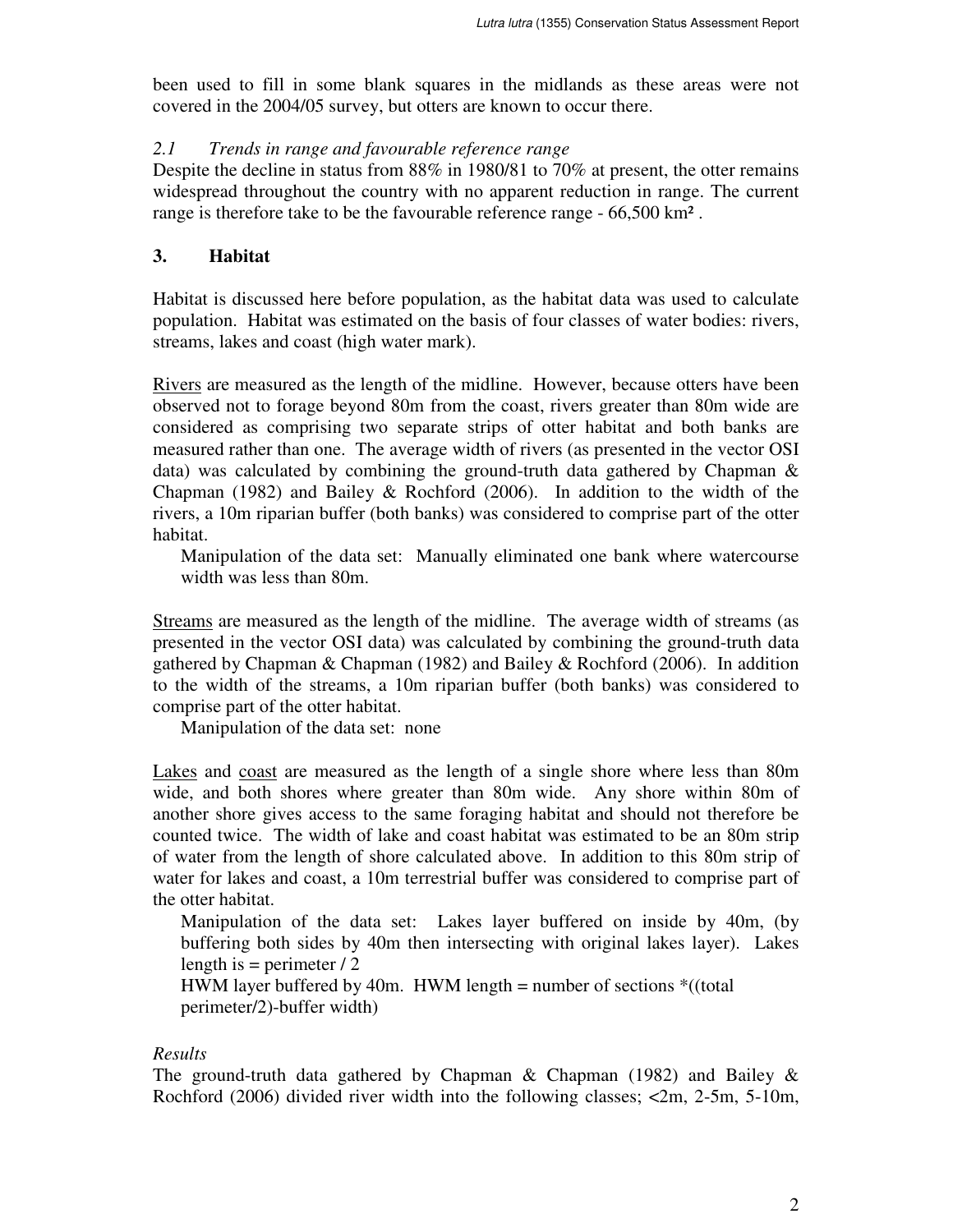been used to fill in some blank squares in the midlands as these areas were not covered in the 2004/05 survey, but otters are known to occur there.

### *2.1 Trends in range and favourable reference range*

Despite the decline in status from 88% in 1980/81 to 70% at present, the otter remains widespread throughout the country with no apparent reduction in range. The current range is therefore take to be the favourable reference range - 66,500 km².

## 3. Habitat

Habitat is discussed here before population, as the habitat data was used to calculate population. Habitat was estimated on the basis of four classes of water bodies: rivers, streams, lakes and coast (high water mark).

<u>Rivers</u> are measured as the length of the midline. However, because otters have been observed not to forage beyond 80m from the coast, rivers greater than 80m wide are considered as comprising two separate strips of otter habitat and both banks are measured rather than one. The average width of rivers (as presented in the vector OSI data) was calculated by combining the ground-truth data gathered by Chapman & Chapman (1982) and Bailey & Rochford (2006). In addition to the width of the rivers, a 10m riparian buffer (both banks) was considered to comprise part of the otter habitat.

> Manipulation of the data set: Manually eliminated one bank where watercourse width was less than 80m.

<u>Streams</u> are measured as the length of the midline. The average width of streams (as presented in the vector OSI data) was calculated by combining the ground-truth data gathered by Chapman & Chapman (1982) and Bailey & Rochford (2006). In addition to the width of the streams, a 10m riparian buffer (both banks) was considered to comprise part of the otter habitat.

> Manipulation of the data set: none

<u>Lakes</u> and <u>coast</u> are measured as the length of a single shore where less than 80m wide, and both shores where greater than 80m wide. Any shore within 80m of another shore gives access to the same foraging habitat and should not therefore be counted twice. The width of lake and coast habitat was estimated to be an 80m strip of water from the length of shore calculated above. In addition to this 80m strip of water for lakes and coast, a 10m terrestrial buffer was considered to comprise part of the otter habitat.

> Manipulation of the data set: Lakes layer buffered on inside by 40m, (by buffering both sides by 40m then intersecting with original lakes layer). Lakes length is = perimeter / 2
> HWM layer buffered by 40m. HWM length = number of sections *((total perimeter/2)-buffer width)

*Results*

The ground-truth data gathered by Chapman & Chapman (1982) and Bailey & Rochford (2006) divided river width into the following classes; <2m, 2-5m, 5-10m,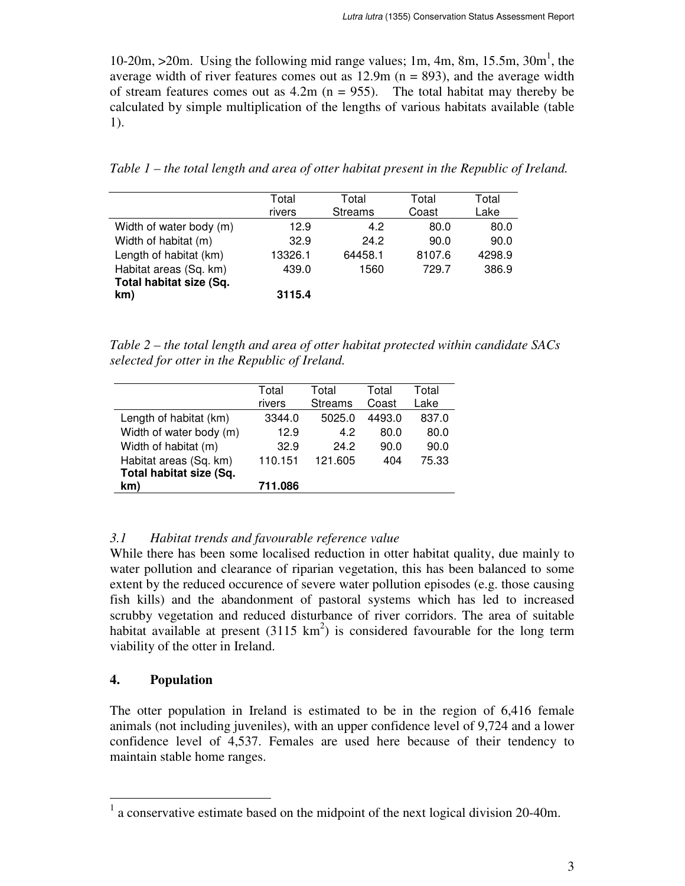10-20m, >20m. Using the following mid range values; 1m, 4m, 8m, 15.5m, 30m[1], the average width of river features comes out as 12.9m (n = 893), and the average width of stream features comes out as 4.2m (n = 955). The total habitat may thereby be calculated by simple multiplication of the lengths of various habitats available (table 1).

*Table 1 – the total length and area of otter habitat present in the Republic of Ireland.*

| | Total rivers | Total Streams | Total Coast | Total Lake |
|---|---|---|---|---|
| Width of water body (m) | 12.9 | 4.2 | 80.0 | 80.0 |
| Width of habitat (m) | 32.9 | 24.2 | 90.0 | 90.0 |
| Length of habitat (km) | 13326.1 | 64458.1 | 8107.6 | 4298.9 |
| Habitat areas (Sq. km) | 439.0 | 1560 | 729.7 | 386.9 |
| **Total habitat size (Sq. km)** | **3115.4** | | | |

*Table 2 – the total length and area of otter habitat protected within candidate SACs selected for otter in the Republic of Ireland.*

| | Total rivers | Total Streams | Total Coast | Total Lake |
|---|---|---|---|---|
| Length of habitat (km) | 3344.0 | 5025.0 | 4493.0 | 837.0 |
| Width of water body (m) | 12.9 | 4.2 | 80.0 | 80.0 |
| Width of habitat (m) | 32.9 | 24.2 | 90.0 | 90.0 |
| Habitat areas (Sq. km) | 110.151 | 121.605 | 404 | 75.33 |
| **Total habitat size (Sq. km)** | **711.086** | | | |

### *3.1 Habitat trends and favourable reference value*

While there has been some localised reduction in otter habitat quality, due mainly to water pollution and clearance of riparian vegetation, this has been balanced to some extent by the reduced occurence of severe water pollution episodes (e.g. those causing fish kills) and the abandonment of pastoral systems which has led to increased scrubby vegetation and reduced disturbance of river corridors. The area of suitable habitat available at present (3115 km$^2$) is considered favourable for the long term viability of the otter in Ireland.

## 4. Population

The otter population in Ireland is estimated to be in the region of 6,416 female animals (not including juveniles), with an upper confidence level of 9,724 and a lower confidence level of 4,537. Females are used here because of their tendency to maintain stable home ranges.

---

[1] a conservative estimate based on the midpoint of the next logical division 20-40m.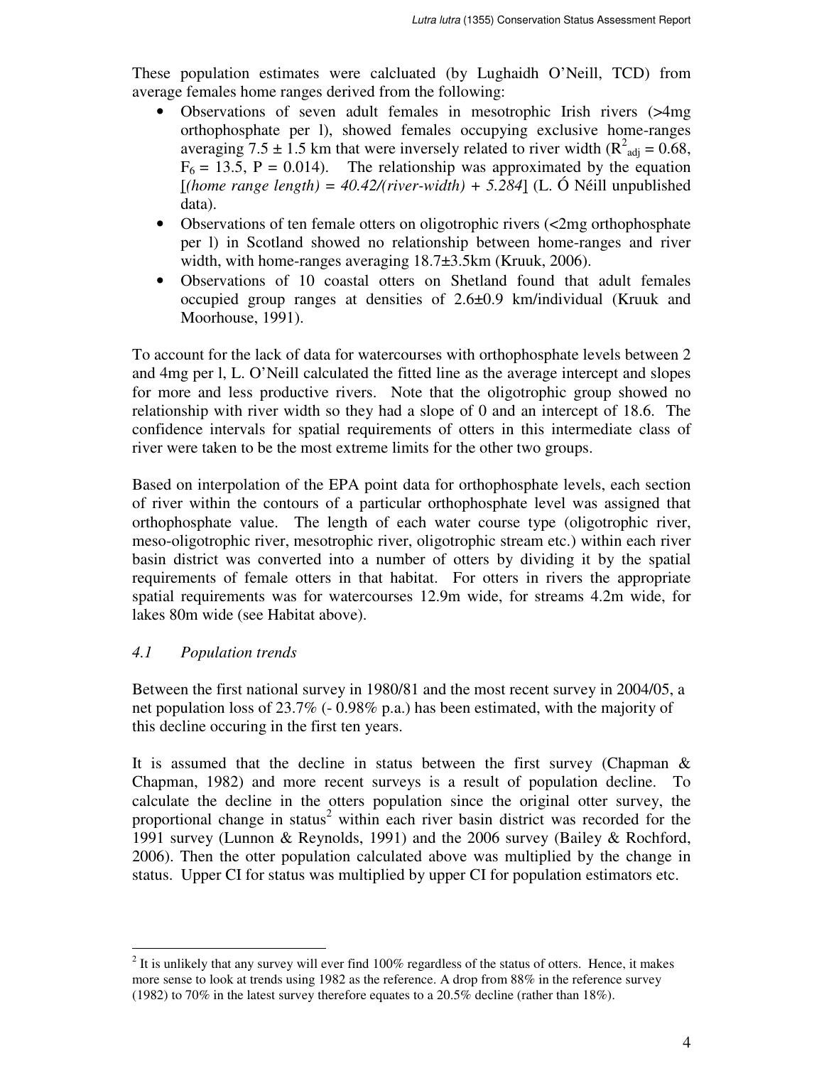These population estimates were calcluated (by Lughaidh O'Neill, TCD) from average females home ranges derived from the following:

- Observations of seven adult females in mesotrophic Irish rivers (>4mg orthophosphate per l), showed females occupying exclusive home-ranges averaging 7.5 ± 1.5 km that were inversely related to river width ($R^2_{adj} = 0.68$, $F_6 = 13.5$, $P = 0.014$). The relationship was approximated by the equation [*(home range length) = 40.42/(river-width) + 5.284*] (L. Ó Néill unpublished data).
- Observations of ten female otters on oligotrophic rivers (<2mg orthophosphate per l) in Scotland showed no relationship between home-ranges and river width, with home-ranges averaging 18.7±3.5km (Kruuk, 2006).
- Observations of 10 coastal otters on Shetland found that adult females occupied group ranges at densities of 2.6±0.9 km/individual (Kruuk and Moorhouse, 1991).

To account for the lack of data for watercourses with orthophosphate levels between 2 and 4mg per l, L. O'Neill calculated the fitted line as the average intercept and slopes for more and less productive rivers. Note that the oligotrophic group showed no relationship with river width so they had a slope of 0 and an intercept of 18.6. The confidence intervals for spatial requirements of otters in this intermediate class of river were taken to be the most extreme limits for the other two groups.

Based on interpolation of the EPA point data for orthophosphate levels, each section of river within the contours of a particular orthophosphate level was assigned that orthophosphate value. The length of each water course type (oligotrophic river, meso-oligotrophic river, mesotrophic river, oligotrophic stream etc.) within each river basin district was converted into a number of otters by dividing it by the spatial requirements of female otters in that habitat. For otters in rivers the appropriate spatial requirements was for watercourses 12.9m wide, for streams 4.2m wide, for lakes 80m wide (see Habitat above).

## *4.1 Population trends*

Between the first national survey in 1980/81 and the most recent survey in 2004/05, a net population loss of 23.7% (- 0.98% p.a.) has been estimated, with the majority of this decline occuring in the first ten years.

It is assumed that the decline in status between the first survey (Chapman & Chapman, 1982) and more recent surveys is a result of population decline. To calculate the decline in the otters population since the original otter survey, the proportional change in status[2] within each river basin district was recorded for the 1991 survey (Lunnon & Reynolds, 1991) and the 2006 survey (Bailey & Rochford, 2006). Then the otter population calculated above was multiplied by the change in status. Upper CI for status was multiplied by upper CI for population estimators etc.

[2] It is unlikely that any survey will ever find 100% regardless of the status of otters. Hence, it makes more sense to look at trends using 1982 as the reference. A drop from 88% in the reference survey (1982) to 70% in the latest survey therefore equates to a 20.5% decline (rather than 18%).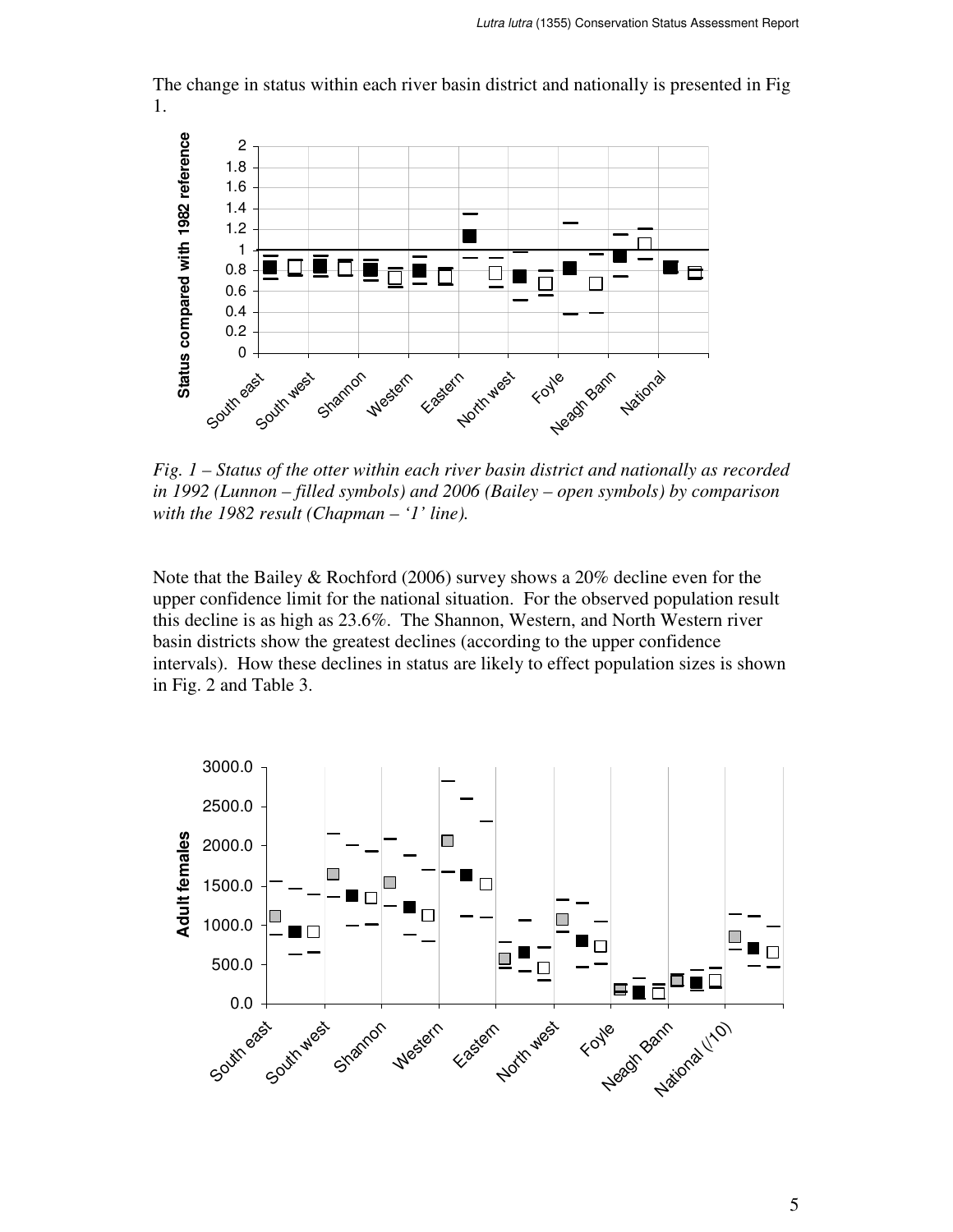The change in status within each river basin district and nationally is presented in Fig 1.

*Fig. 1 – Status of the otter within each river basin district and nationally as recorded in 1992 (Lunnon – filled symbols) and 2006 (Bailey – open symbols) by comparison with the 1982 result (Chapman – '1' line).*

Note that the Bailey & Rochford (2006) survey shows a 20% decline even for the upper confidence limit for the national situation. For the observed population result this decline is as high as 23.6%. The Shannon, Western, and North Western river basin districts show the greatest declines (according to the upper confidence intervals). How these declines in status are likely to effect population sizes is shown in Fig. 2 and Table 3.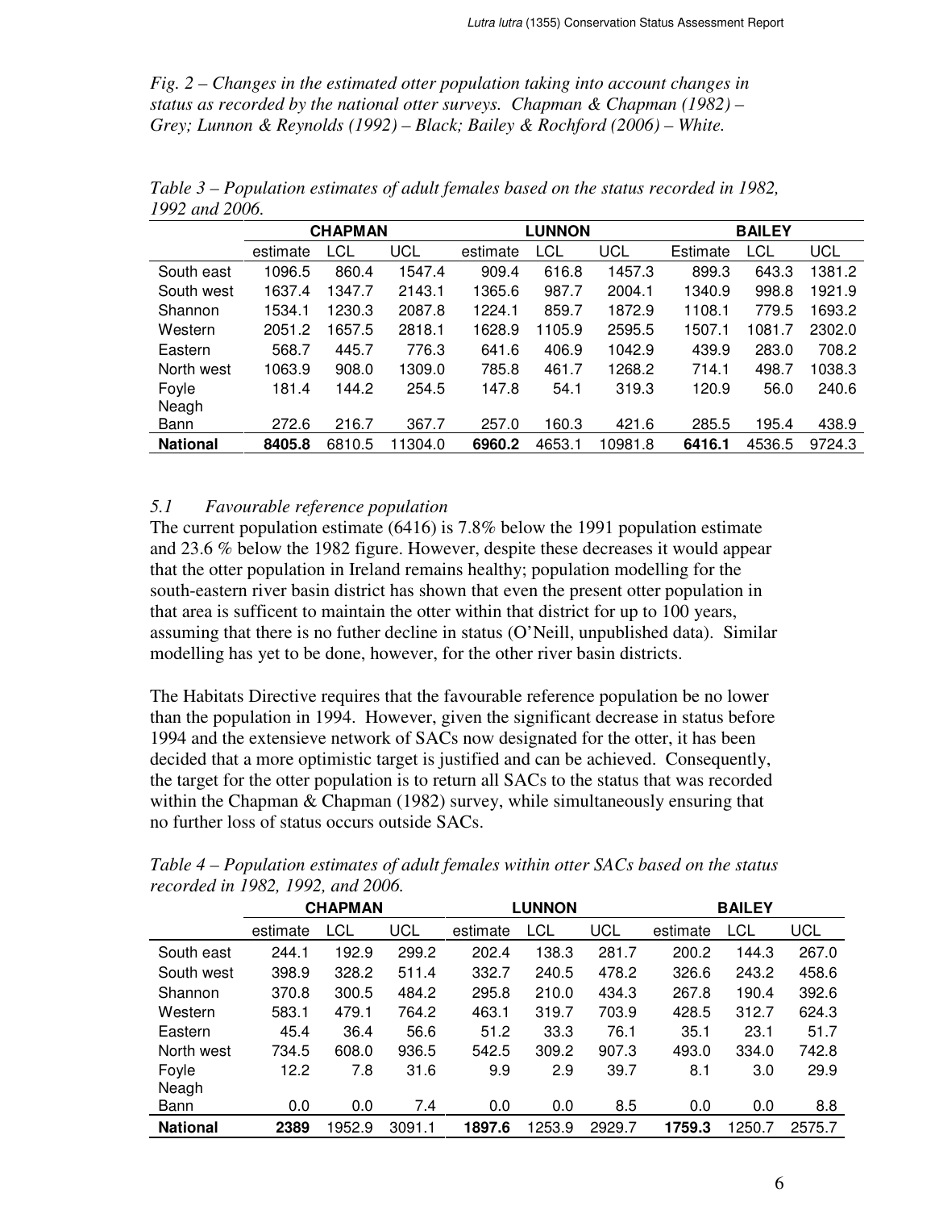*Fig. 2 – Changes in the estimated otter population taking into account changes in status as recorded by the national otter surveys. Chapman & Chapman (1982) – Grey; Lunnon & Reynolds (1992) – Black; Bailey & Rochford (2006) – White.*

*Table 3 – Population estimates of adult females based on the status recorded in 1982, 1992 and 2006.*

| | CHAPMAN | | | LUNNON | | | BAILEY | | |
|---|---|---|---|---|---|---|---|---|---|
| | estimate | LCL | UCL | estimate | LCL | UCL | Estimate | LCL | UCL |
| South east | 1096.5 | 860.4 | 1547.4 | 909.4 | 616.8 | 1457.3 | 899.3 | 643.3 | 1381.2 |
| South west | 1637.4 | 1347.7 | 2143.1 | 1365.6 | 987.7 | 2004.1 | 1340.9 | 998.8 | 1921.9 |
| Shannon | 1534.1 | 1230.3 | 2087.8 | 1224.1 | 859.7 | 1872.9 | 1108.1 | 779.5 | 1693.2 |
| Western | 2051.2 | 1657.5 | 2818.1 | 1628.9 | 1105.9 | 2595.5 | 1507.1 | 1081.7 | 2302.0 |
| Eastern | 568.7 | 445.7 | 776.3 | 641.6 | 406.9 | 1042.9 | 439.9 | 283.0 | 708.2 |
| North west | 1063.9 | 908.0 | 1309.0 | 785.8 | 461.7 | 1268.2 | 714.1 | 498.7 | 1038.3 |
| Foyle | 181.4 | 144.2 | 254.5 | 147.8 | 54.1 | 319.3 | 120.9 | 56.0 | 240.6 |
| Neagh Bann | 272.6 | 216.7 | 367.7 | 257.0 | 160.3 | 421.6 | 285.5 | 195.4 | 438.9 |
| **National** | **8405.8** | 6810.5 | 11304.0 | **6960.2** | 4653.1 | 10981.8 | **6416.1** | 4536.5 | 9724.3 |

## 5.1 *Favourable reference population*

The current population estimate (6416) is 7.8% below the 1991 population estimate and 23.6 % below the 1982 figure. However, despite these decreases it would appear that the otter population in Ireland remains healthy; population modelling for the south-eastern river basin district has shown that even the present otter population in that area is sufficent to maintain the otter within that district for up to 100 years, assuming that there is no futher decline in status (O'Neill, unpublished data). Similar modelling has yet to be done, however, for the other river basin districts.

The Habitats Directive requires that the favourable reference population be no lower than the population in 1994. However, given the significant decrease in status before 1994 and the extensieve network of SACs now designated for the otter, it has been decided that a more optimistic target is justified and can be achieved. Consequently, the target for the otter population is to return all SACs to the status that was recorded within the Chapman & Chapman (1982) survey, while simultaneously ensuring that no further loss of status occurs outside SACs.

*Table 4 – Population estimates of adult females within otter SACs based on the status recorded in 1982, 1992, and 2006.*

| | CHAPMAN | | | LUNNON | | | BAILEY | | |
|---|---|---|---|---|---|---|---|---|---|
| | estimate | LCL | UCL | estimate | LCL | UCL | estimate | LCL | UCL |
| South east | 244.1 | 192.9 | 299.2 | 202.4 | 138.3 | 281.7 | 200.2 | 144.3 | 267.0 |
| South west | 398.9 | 328.2 | 511.4 | 332.7 | 240.5 | 478.2 | 326.6 | 243.2 | 458.6 |
| Shannon | 370.8 | 300.5 | 484.2 | 295.8 | 210.0 | 434.3 | 267.8 | 190.4 | 392.6 |
| Western | 583.1 | 479.1 | 764.2 | 463.1 | 319.7 | 703.9 | 428.5 | 312.7 | 624.3 |
| Eastern | 45.4 | 36.4 | 56.6 | 51.2 | 33.3 | 76.1 | 35.1 | 23.1 | 51.7 |
| North west | 734.5 | 608.0 | 936.5 | 542.5 | 309.2 | 907.3 | 493.0 | 334.0 | 742.8 |
| Foyle | 12.2 | 7.8 | 31.6 | 9.9 | 2.9 | 39.7 | 8.1 | 3.0 | 29.9 |
| Neagh Bann | 0.0 | 0.0 | 7.4 | 0.0 | 0.0 | 8.5 | 0.0 | 0.0 | 8.8 |
| **National** | **2389** | 1952.9 | 3091.1 | **1897.6** | 1253.9 | 2929.7 | **1759.3** | 1250.7 | 2575.7 |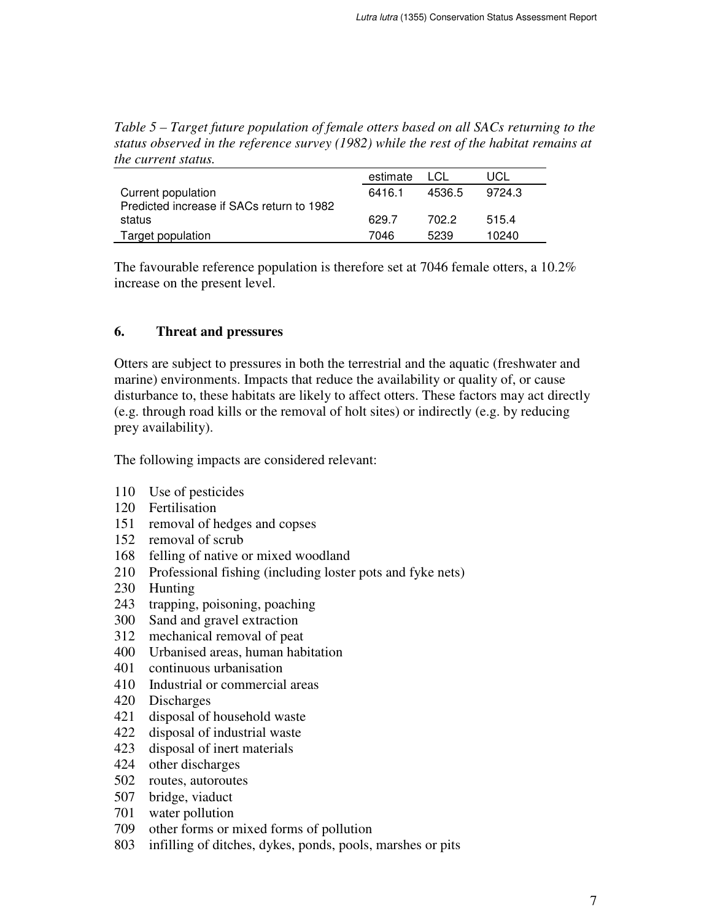*Table 5 – Target future population of female otters based on all SACs returning to the status observed in the reference survey (1982) while the rest of the habitat remains at the current status.*

| | estimate | LCL | UCL |
|---|---|---|---|
| Current population | 6416.1 | 4536.5 | 9724.3 |
| Predicted increase if SACs return to 1982 status | 629.7 | 702.2 | 515.4 |
| Target population | 7046 | 5239 | 10240 |

The favourable reference population is therefore set at 7046 female otters, a 10.2% increase on the present level.

## 6. Threat and pressures

Otters are subject to pressures in both the terrestrial and the aquatic (freshwater and marine) environments. Impacts that reduce the availability or quality of, or cause disturbance to, these habitats are likely to affect otters. These factors may act directly (e.g. through road kills or the removal of holt sites) or indirectly (e.g. by reducing prey availability).

The following impacts are considered relevant:

- 110 Use of pesticides
- 120 Fertilisation
- 151 removal of hedges and copses
- 152 removal of scrub
- 168 felling of native or mixed woodland
- 210 Professional fishing (including loster pots and fyke nets)
- 230 Hunting
- 243 trapping, poisoning, poaching
- 300 Sand and gravel extraction
- 312 mechanical removal of peat
- 400 Urbanised areas, human habitation
- 401 continuous urbanisation
- 410 Industrial or commercial areas
- 420 Discharges
- 421 disposal of household waste
- 422 disposal of industrial waste
- 423 disposal of inert materials
- 424 other discharges
- 502 routes, autoroutes
- 507 bridge, viaduct
- 701 water pollution
- 709 other forms or mixed forms of pollution
- 803 infilling of ditches, dykes, ponds, pools, marshes or pits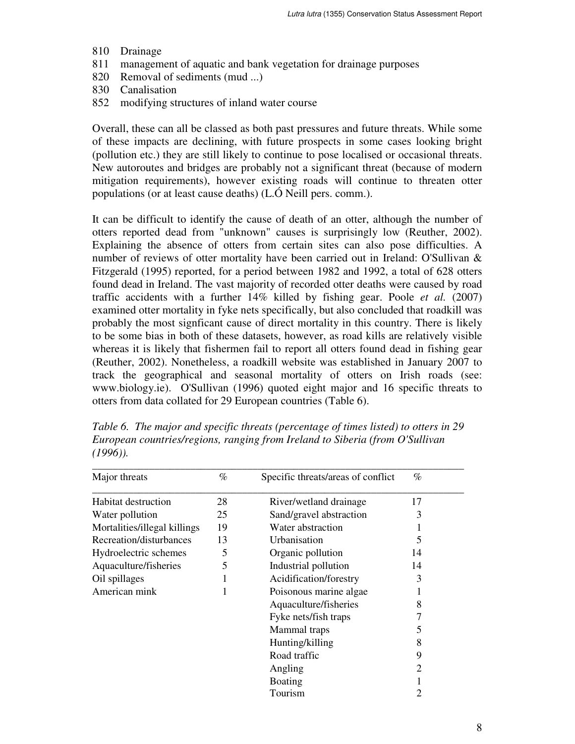810 Drainage
811 management of aquatic and bank vegetation for drainage purposes
820 Removal of sediments (mud ...)
830 Canalisation
852 modifying structures of inland water course

Overall, these can all be classed as both past pressures and future threats. While some of these impacts are declining, with future prospects in some cases looking bright (pollution etc.) they are still likely to continue to pose localised or occasional threats. New autoroutes and bridges are probably not a significant threat (because of modern mitigation requirements), however existing roads will continue to threaten otter populations (or at least cause deaths) (L.Ó Neill pers. comm.).

It can be difficult to identify the cause of death of an otter, although the number of otters reported dead from "unknown" causes is surprisingly low (Reuther, 2002). Explaining the absence of otters from certain sites can also pose difficulties. A number of reviews of otter mortality have been carried out in Ireland: O'Sullivan & Fitzgerald (1995) reported, for a period between 1982 and 1992, a total of 628 otters found dead in Ireland. The vast majority of recorded otter deaths were caused by road traffic accidents with a further 14% killed by fishing gear. Poole *et al.* (2007) examined otter mortality in fyke nets specifically, but also concluded that roadkill was probably the most signficant cause of direct mortality in this country. There is likely to be some bias in both of these datasets, however, as road kills are relatively visible whereas it is likely that fishermen fail to report all otters found dead in fishing gear (Reuther, 2002). Nonetheless, a roadkill website was established in January 2007 to track the geographical and seasonal mortality of otters on Irish roads (see: www.biology.ie). O'Sullivan (1996) quoted eight major and 16 specific threats to otters from data collated for 29 European countries (Table 6).

*Table 6. The major and specific threats (percentage of times listed) to otters in 29 European countries/regions, ranging from Ireland to Siberia (from O'Sullivan (1996)).*

| Major threats | % | Specific threats/areas of conflict | % |
|---|---|---|---|
| Habitat destruction | 28 | River/wetland drainage | 17 |
| Water pollution | 25 | Sand/gravel abstraction | 3 |
| Mortalities/illegal killings | 19 | Water abstraction | 1 |
| Recreation/disturbances | 13 | Urbanisation | 5 |
| Hydroelectric schemes | 5 | Organic pollution | 14 |
| Aquaculture/fisheries | 5 | Industrial pollution | 14 |
| Oil spillages | 1 | Acidification/forestry | 3 |
| American mink | 1 | Poisonous marine algae | 1 |
| | | Aquaculture/fisheries | 8 |
| | | Fyke nets/fish traps | 7 |
| | | Mammal traps | 5 |
| | | Hunting/killing | 8 |
| | | Road traffic | 9 |
| | | Angling | 2 |
| | | Boating | 1 |
| | | Tourism | 2 |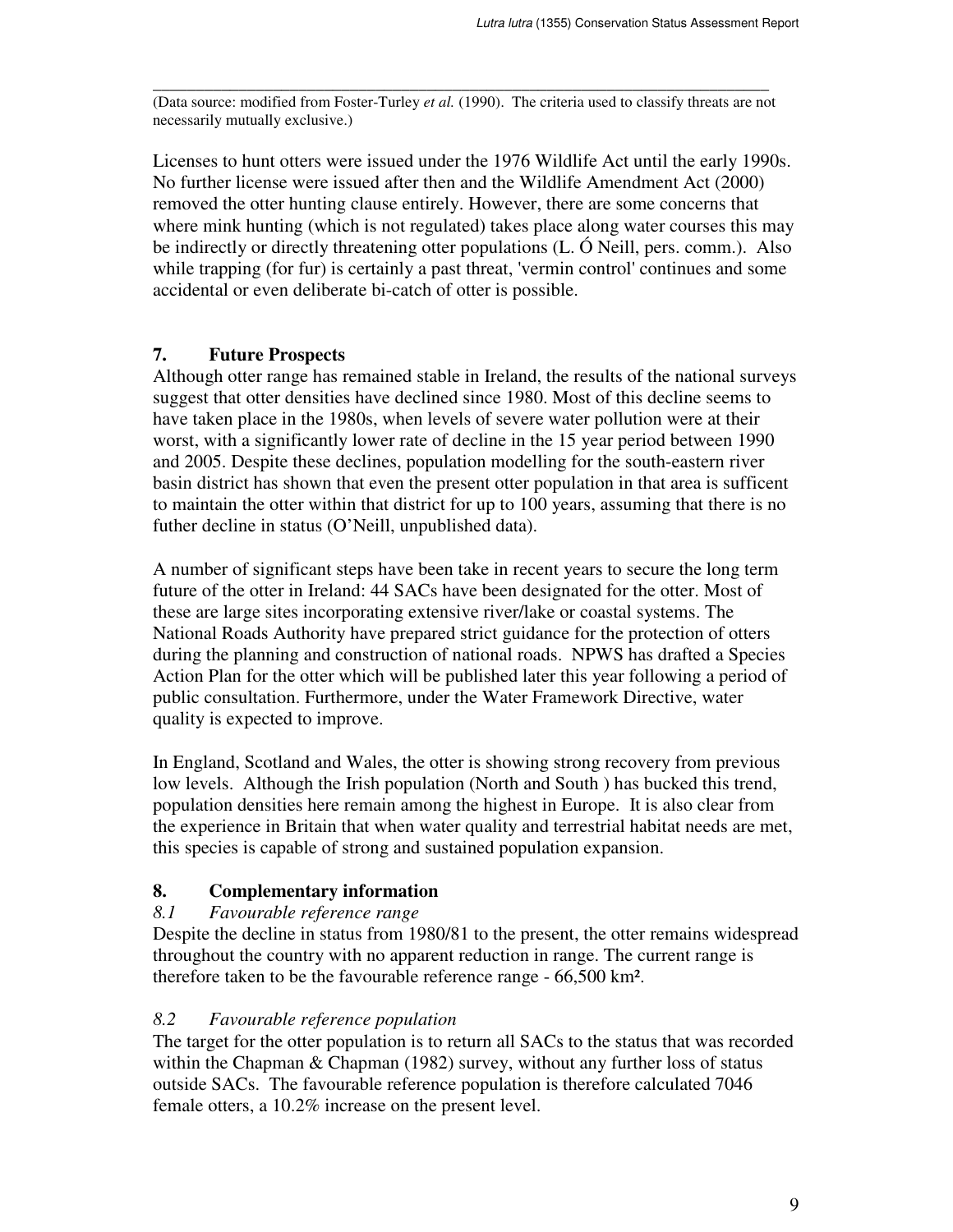(Data source: modified from Foster-Turley *et al.* (1990). The criteria used to classify threats are not necessarily mutually exclusive.)

Licenses to hunt otters were issued under the 1976 Wildlife Act until the early 1990s. No further license were issued after then and the Wildlife Amendment Act (2000) removed the otter hunting clause entirely. However, there are some concerns that where mink hunting (which is not regulated) takes place along water courses this may be indirectly or directly threatening otter populations (L. Ó Neill, pers. comm.). Also while trapping (for fur) is certainly a past threat, 'vermin control' continues and some accidental or even deliberate bi-catch of otter is possible.

## 7. Future Prospects

Although otter range has remained stable in Ireland, the results of the national surveys suggest that otter densities have declined since 1980. Most of this decline seems to have taken place in the 1980s, when levels of severe water pollution were at their worst, with a significantly lower rate of decline in the 15 year period between 1990 and 2005. Despite these declines, population modelling for the south-eastern river basin district has shown that even the present otter population in that area is sufficent to maintain the otter within that district for up to 100 years, assuming that there is no futher decline in status (O'Neill, unpublished data).

A number of significant steps have been take in recent years to secure the long term future of the otter in Ireland: 44 SACs have been designated for the otter. Most of these are large sites incorporating extensive river/lake or coastal systems. The National Roads Authority have prepared strict guidance for the protection of otters during the planning and construction of national roads. NPWS has drafted a Species Action Plan for the otter which will be published later this year following a period of public consultation. Furthermore, under the Water Framework Directive, water quality is expected to improve.

In England, Scotland and Wales, the otter is showing strong recovery from previous low levels. Although the Irish population (North and South ) has bucked this trend, population densities here remain among the highest in Europe. It is also clear from the experience in Britain that when water quality and terrestrial habitat needs are met, this species is capable of strong and sustained population expansion.

## 8. Complementary information

### *8.1 Favourable reference range*

Despite the decline in status from 1980/81 to the present, the otter remains widespread throughout the country with no apparent reduction in range. The current range is therefore taken to be the favourable reference range - 66,500 km².

### *8.2 Favourable reference population*

The target for the otter population is to return all SACs to the status that was recorded within the Chapman & Chapman (1982) survey, without any further loss of status outside SACs. The favourable reference population is therefore calculated 7046 female otters, a 10.2% increase on the present level.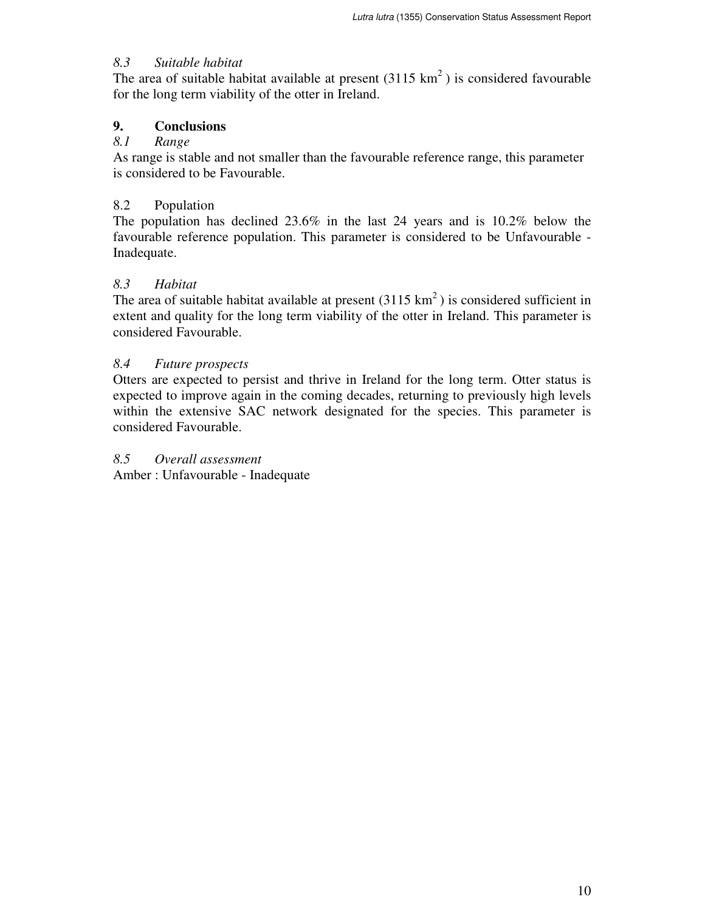### *8.3 Suitable habitat*

The area of suitable habitat available at present (3115 $km^2$) is considered favourable for the long term viability of the otter in Ireland.

## 9. Conclusions

### *8.1 Range*

As range is stable and not smaller than the favourable reference range, this parameter is considered to be Favourable.

### 8.2 Population

The population has declined 23.6% in the last 24 years and is 10.2% below the favourable reference population. This parameter is considered to be Unfavourable - Inadequate.

### *8.3 Habitat*

The area of suitable habitat available at present (3115 $km^2$) is considered sufficient in extent and quality for the long term viability of the otter in Ireland. This parameter is considered Favourable.

### *8.4 Future prospects*

Otters are expected to persist and thrive in Ireland for the long term. Otter status is expected to improve again in the coming decades, returning to previously high levels within the extensive SAC network designated for the species. This parameter is considered Favourable.

### *8.5 Overall assessment*

Amber : Unfavourable - Inadequate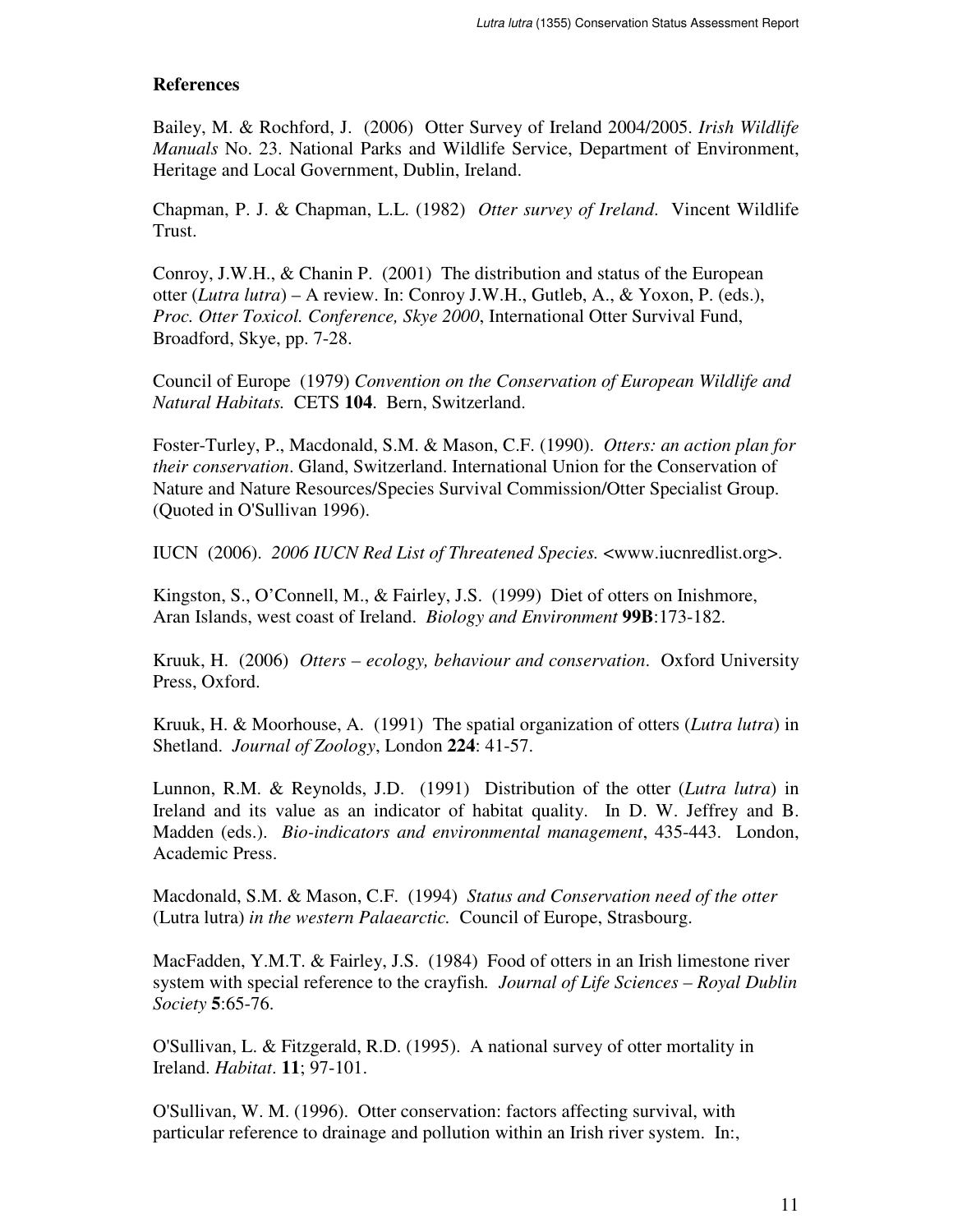## References

Bailey, M. & Rochford, J. (2006) Otter Survey of Ireland 2004/2005. *Irish Wildlife Manuals* No. 23. National Parks and Wildlife Service, Department of Environment, Heritage and Local Government, Dublin, Ireland.

Chapman, P. J. & Chapman, L.L. (1982) *Otter survey of Ireland*. Vincent Wildlife Trust.

Conroy, J.W.H., & Chanin P. (2001) The distribution and status of the European otter (*Lutra lutra*) – A review. In: Conroy J.W.H., Gutleb, A., & Yoxon, P. (eds.), *Proc. Otter Toxicol. Conference, Skye 2000*, International Otter Survival Fund, Broadford, Skye, pp. 7-28.

Council of Europe (1979) *Convention on the Conservation of European Wildlife and Natural Habitats.* CETS **104**. Bern, Switzerland.

Foster-Turley, P., Macdonald, S.M. & Mason, C.F. (1990). *Otters: an action plan for their conservation*. Gland, Switzerland. International Union for the Conservation of Nature and Nature Resources/Species Survival Commission/Otter Specialist Group. (Quoted in O'Sullivan 1996).

IUCN (2006). *2006 IUCN Red List of Threatened Species.* <www.iucnredlist.org>.

Kingston, S., O'Connell, M., & Fairley, J.S. (1999) Diet of otters on Inishmore, Aran Islands, west coast of Ireland. *Biology and Environment* **99B**:173-182.

Kruuk, H. (2006) *Otters – ecology, behaviour and conservation*. Oxford University Press, Oxford.

Kruuk, H. & Moorhouse, A. (1991) The spatial organization of otters (*Lutra lutra*) in Shetland. *Journal of Zoology*, London **224**: 41-57.

Lunnon, R.M. & Reynolds, J.D. (1991) Distribution of the otter (*Lutra lutra*) in Ireland and its value as an indicator of habitat quality. In D. W. Jeffrey and B. Madden (eds.). *Bio-indicators and environmental management*, 435-443. London, Academic Press.

Macdonald, S.M. & Mason, C.F. (1994) *Status and Conservation need of the otter* (Lutra lutra) *in the western Palaearctic.* Council of Europe, Strasbourg.

MacFadden, Y.M.T. & Fairley, J.S. (1984) Food of otters in an Irish limestone river system with special reference to the crayfish*. Journal of Life Sciences – Royal Dublin Society* **5**:65-76.

O'Sullivan, L. & Fitzgerald, R.D. (1995). A national survey of otter mortality in Ireland. *Habitat*. **11**; 97-101.

O'Sullivan, W. M. (1996). Otter conservation: factors affecting survival, with particular reference to drainage and pollution within an Irish river system. In:,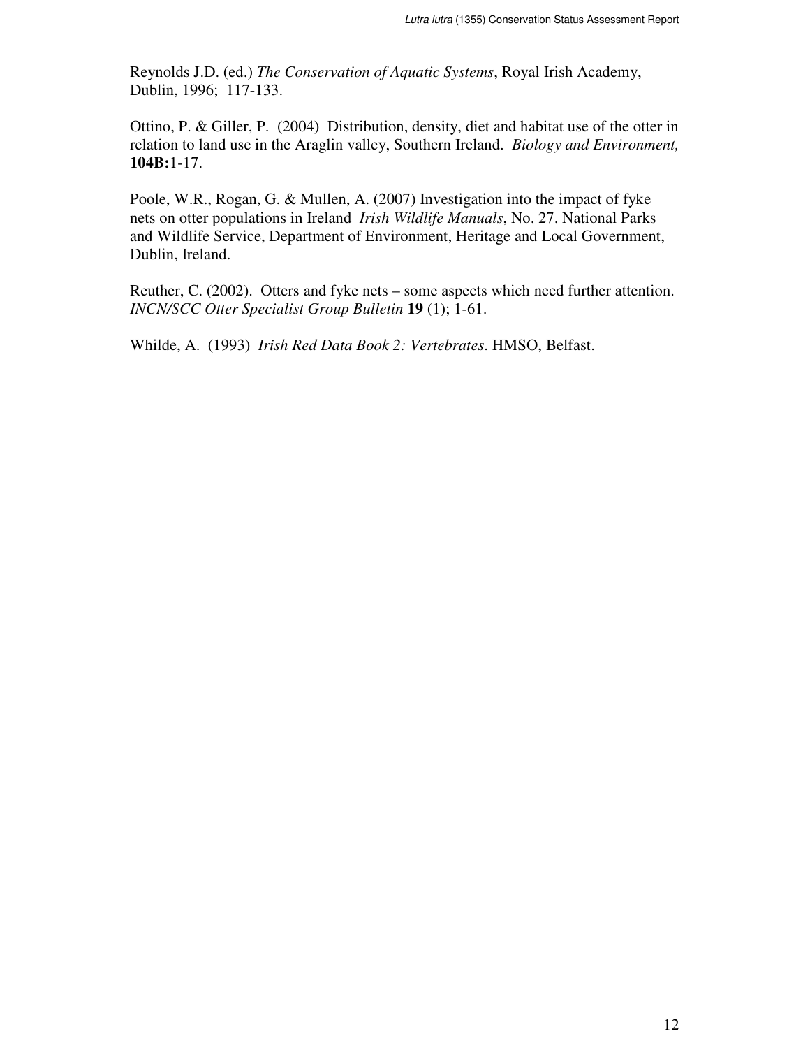Reynolds J.D. (ed.) *The Conservation of Aquatic Systems*, Royal Irish Academy, Dublin, 1996; 117-133.

Ottino, P. & Giller, P. (2004) Distribution, density, diet and habitat use of the otter in relation to land use in the Araglin valley, Southern Ireland. *Biology and Environment,* **104B:**1-17.

Poole, W.R., Rogan, G. & Mullen, A. (2007) Investigation into the impact of fyke nets on otter populations in Ireland *Irish Wildlife Manuals*, No. 27. National Parks and Wildlife Service, Department of Environment, Heritage and Local Government, Dublin, Ireland.

Reuther, C. (2002). Otters and fyke nets – some aspects which need further attention. *INCN/SCC Otter Specialist Group Bulletin* **19** (1); 1-61.

Whilde, A. (1993) *Irish Red Data Book 2: Vertebrates*. HMSO, Belfast.